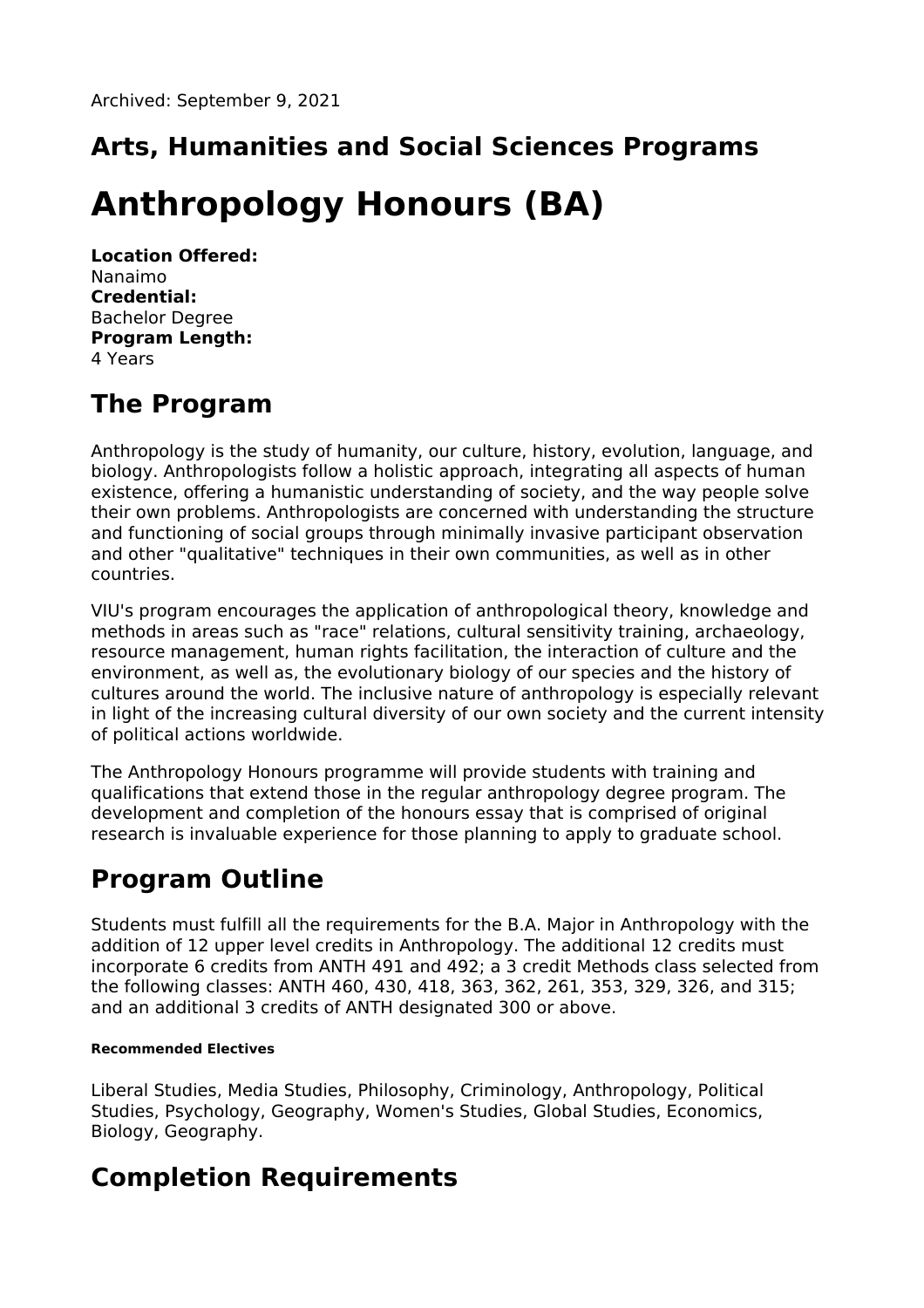Archived: September 9, 2021

## Arts, Humanities and Social Sciences Programs

# Anthropology Honours (BA)

**Location Offered:**
Nanaimo
**Credential:**
Bachelor Degree
**Program Length:**
4 Years

## The Program

Anthropology is the study of humanity, our culture, history, evolution, language, and biology. Anthropologists follow a holistic approach, integrating all aspects of human existence, offering a humanistic understanding of society, and the way people solve their own problems. Anthropologists are concerned with understanding the structure and functioning of social groups through minimally invasive participant observation and other "qualitative" techniques in their own communities, as well as in other countries.

VIU's program encourages the application of anthropological theory, knowledge and methods in areas such as "race" relations, cultural sensitivity training, archaeology, resource management, human rights facilitation, the interaction of culture and the environment, as well as, the evolutionary biology of our species and the history of cultures around the world. The inclusive nature of anthropology is especially relevant in light of the increasing cultural diversity of our own society and the current intensity of political actions worldwide.

The Anthropology Honours programme will provide students with training and qualifications that extend those in the regular anthropology degree program. The development and completion of the honours essay that is comprised of original research is invaluable experience for those planning to apply to graduate school.

## Program Outline

Students must fulfill all the requirements for the B.A. Major in Anthropology with the addition of 12 upper level credits in Anthropology. The additional 12 credits must incorporate 6 credits from ANTH 491 and 492; a 3 credit Methods class selected from the following classes: ANTH 460, 430, 418, 363, 362, 261, 353, 329, 326, and 315; and an additional 3 credits of ANTH designated 300 or above.

##### Recommended Electives

Liberal Studies, Media Studies, Philosophy, Criminology, Anthropology, Political Studies, Psychology, Geography, Women's Studies, Global Studies, Economics, Biology, Geography.

## Completion Requirements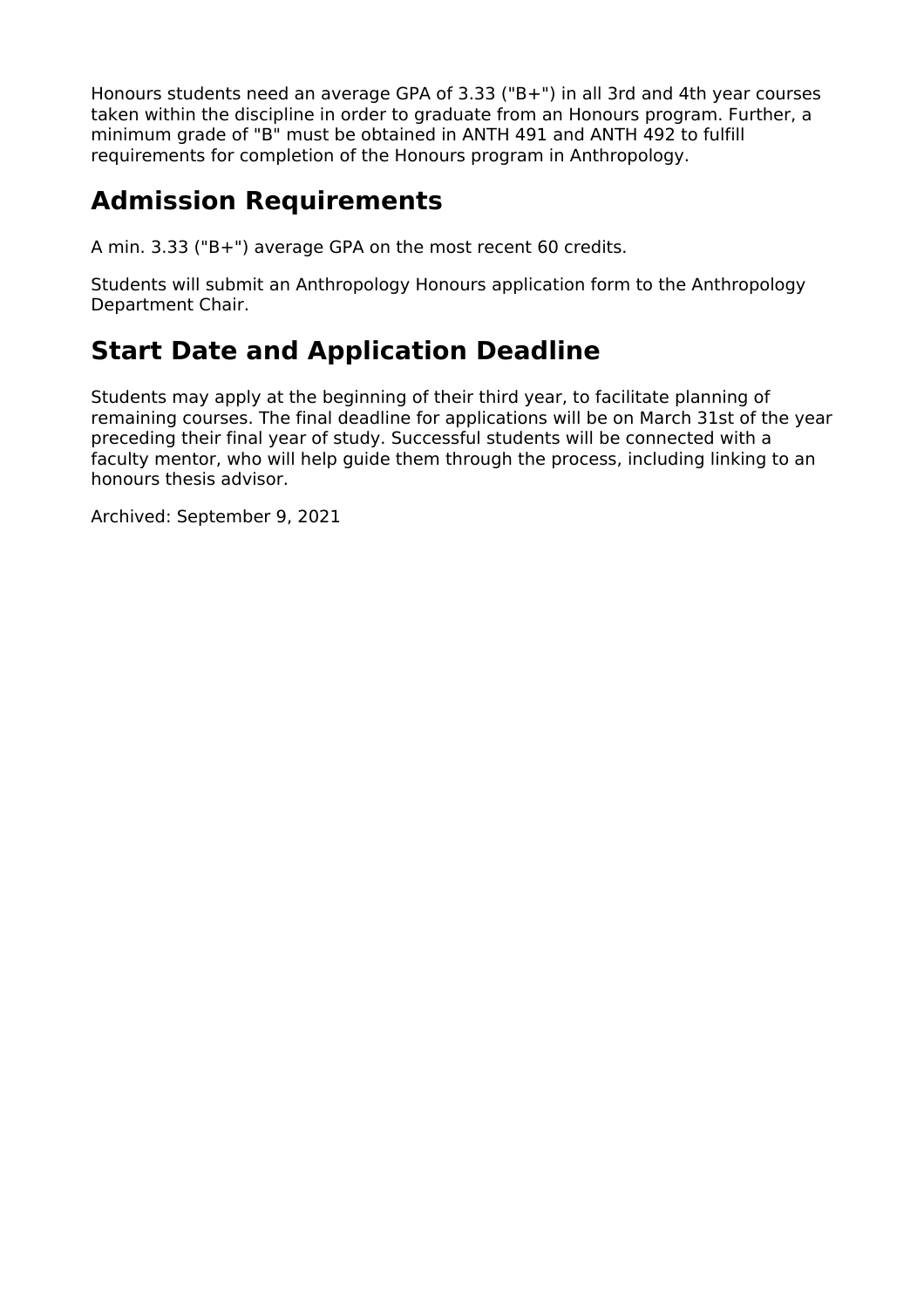Honours students need an average GPA of 3.33 ("B+") in all 3rd and 4th year courses taken within the discipline in order to graduate from an Honours program. Further, a minimum grade of "B" must be obtained in ANTH 491 and ANTH 492 to fulfill requirements for completion of the Honours program in Anthropology.

## Admission Requirements

A min. 3.33 ("B+") average GPA on the most recent 60 credits.

Students will submit an Anthropology Honours application form to the Anthropology Department Chair.

## Start Date and Application Deadline

Students may apply at the beginning of their third year, to facilitate planning of remaining courses. The final deadline for applications will be on March 31st of the year preceding their final year of study. Successful students will be connected with a faculty mentor, who will help guide them through the process, including linking to an honours thesis advisor.

Archived: September 9, 2021